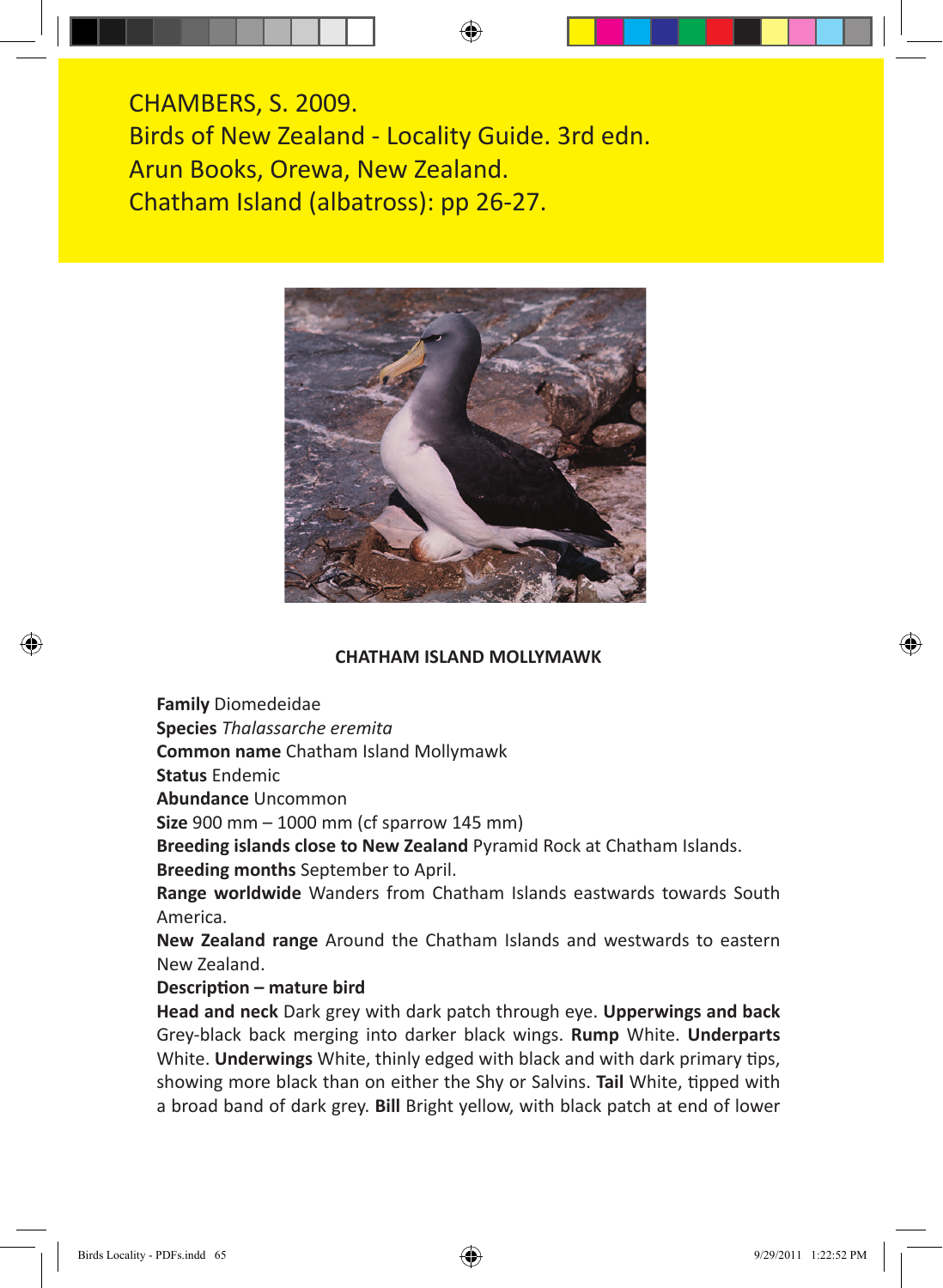CHAMBERS, S. 2009.
Birds of New Zealand - Locality Guide. 3rd edn.
Arun Books, Orewa, New Zealand.
Chatham Island (albatross): pp 26-27.

## CHATHAM ISLAND MOLLYMAWK

**Family** Diomedeidae
**Species** *Thalassarche eremita*
**Common name** Chatham Island Mollymawk
**Status** Endemic
**Abundance** Uncommon
**Size** 900 mm – 1000 mm (cf sparrow 145 mm)
**Breeding islands close to New Zealand** Pyramid Rock at Chatham Islands.
**Breeding months** September to April.
**Range worldwide** Wanders from Chatham Islands eastwards towards South America.
**New Zealand range** Around the Chatham Islands and westwards to eastern New Zealand.
**Description – mature bird**
**Head and neck** Dark grey with dark patch through eye. **Upperwings and back** Grey-black back merging into darker black wings. **Rump** White. **Underparts** White. **Underwings** White, thinly edged with black and with dark primary tips, showing more black than on either the Shy or Salvins. **Tail** White, tipped with a broad band of dark grey. **Bill** Bright yellow, with black patch at end of lower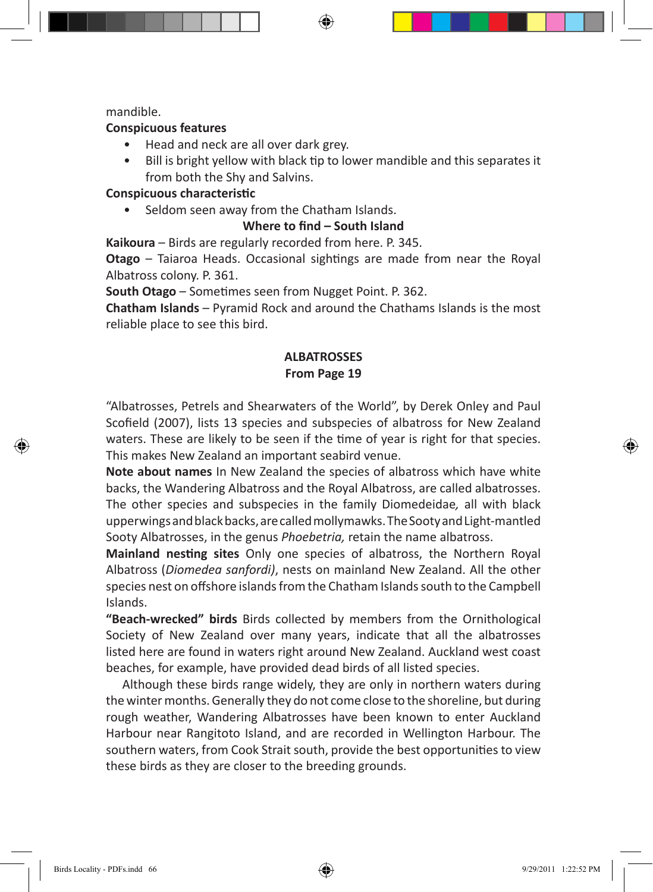mandible.

**Conspicuous features**

- Head and neck are all over dark grey.
- Bill is bright yellow with black tip to lower mandible and this separates it from both the Shy and Salvins.

**Conspicuous characteristic**

- Seldom seen away from the Chatham Islands.

**Where to find – South Island**

**Kaikoura** – Birds are regularly recorded from here. P. 345.

**Otago** – Taiaroa Heads. Occasional sightings are made from near the Royal Albatross colony. P. 361.

**South Otago** – Sometimes seen from Nugget Point. P. 362.

**Chatham Islands** – Pyramid Rock and around the Chathams Islands is the most reliable place to see this bird.

## ALBATROSSES
**From Page 19**

"Albatrosses, Petrels and Shearwaters of the World", by Derek Onley and Paul Scofield (2007), lists 13 species and subspecies of albatross for New Zealand waters. These are likely to be seen if the time of year is right for that species. This makes New Zealand an important seabird venue.

**Note about names** In New Zealand the species of albatross which have white backs, the Wandering Albatross and the Royal Albatross, are called albatrosses. The other species and subspecies in the family Diomedeidae*,* all with black upperwings and black backs, are called mollymawks. The Sooty and Light-mantled Sooty Albatrosses, in the genus *Phoebetria,* retain the name albatross.

**Mainland nesting sites** Only one species of albatross, the Northern Royal Albatross (*Diomedea sanfordi)*, nests on mainland New Zealand. All the other species nest on offshore islands from the Chatham Islands south to the Campbell Islands.

**"Beach-wrecked" birds** Birds collected by members from the Ornithological Society of New Zealand over many years, indicate that all the albatrosses listed here are found in waters right around New Zealand. Auckland west coast beaches, for example, have provided dead birds of all listed species.

Although these birds range widely, they are only in northern waters during the winter months. Generally they do not come close to the shoreline, but during rough weather, Wandering Albatrosses have been known to enter Auckland Harbour near Rangitoto Island, and are recorded in Wellington Harbour. The southern waters, from Cook Strait south, provide the best opportunities to view these birds as they are closer to the breeding grounds.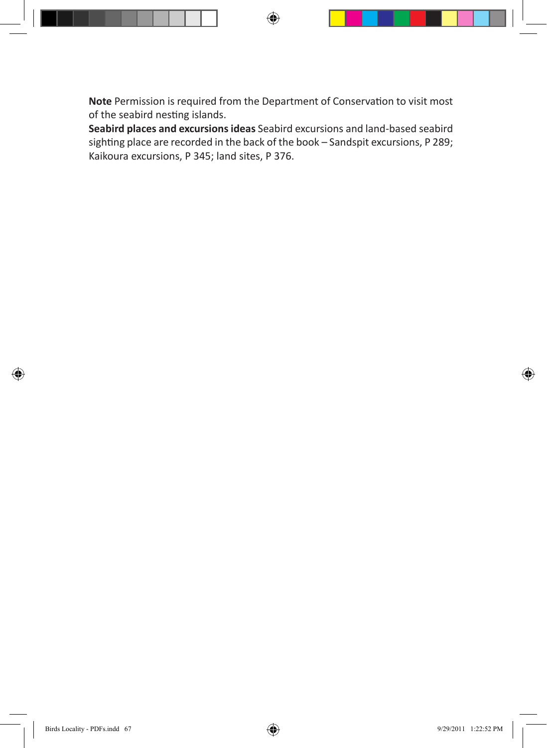**Note** Permission is required from the Department of Conservation to visit most of the seabird nesting islands.

**Seabird places and excursions ideas** Seabird excursions and land-based seabird sighting place are recorded in the back of the book – Sandspit excursions, P 289; Kaikoura excursions, P 345; land sites, P 376.